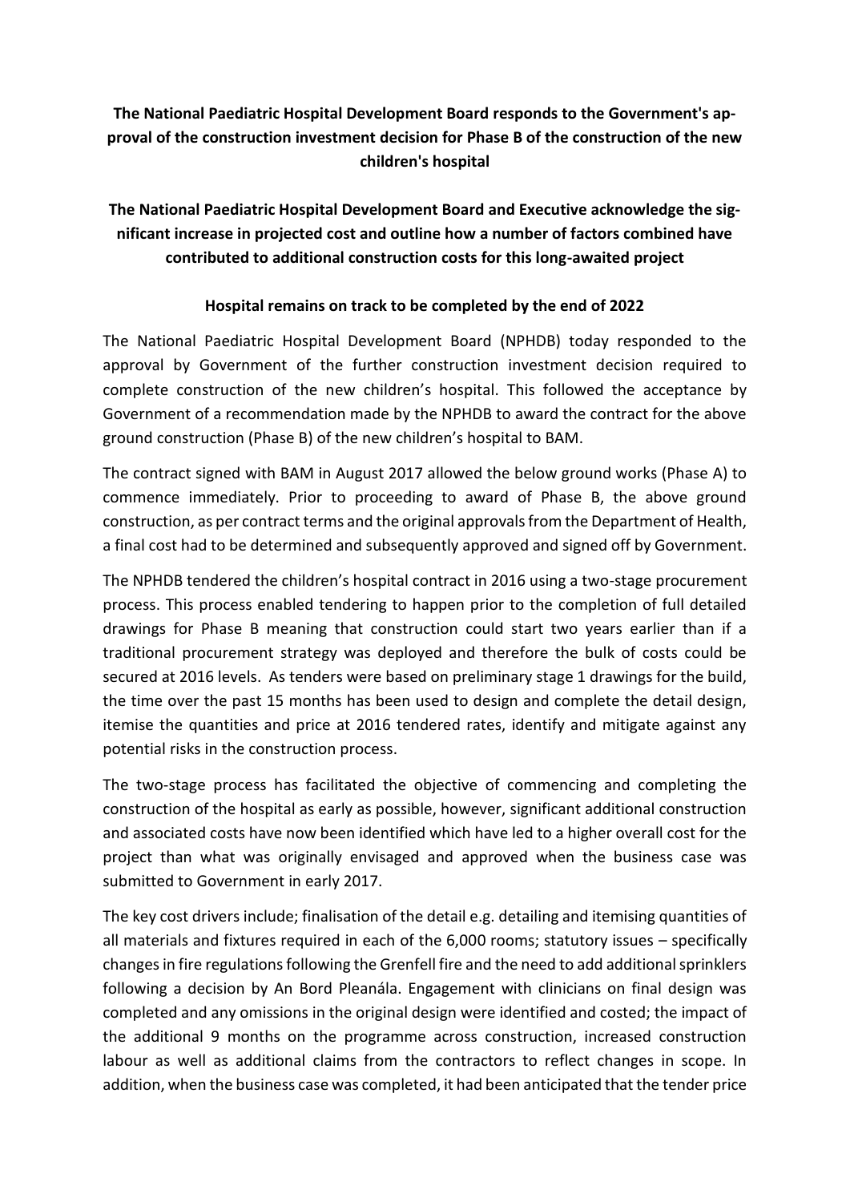**The National Paediatric Hospital Development Board responds to the Government's approval of the construction investment decision for Phase B of the construction of the new children's hospital**

**The National Paediatric Hospital Development Board and Executive acknowledge the significant increase in projected cost and outline how a number of factors combined have contributed to additional construction costs for this long-awaited project**

**Hospital remains on track to be completed by the end of 2022**

The National Paediatric Hospital Development Board (NPHDB) today responded to the approval by Government of the further construction investment decision required to complete construction of the new children's hospital. This followed the acceptance by Government of a recommendation made by the NPHDB to award the contract for the above ground construction (Phase B) of the new children's hospital to BAM.

The contract signed with BAM in August 2017 allowed the below ground works (Phase A) to commence immediately. Prior to proceeding to award of Phase B, the above ground construction, as per contract terms and the original approvals from the Department of Health, a final cost had to be determined and subsequently approved and signed off by Government.

The NPHDB tendered the children's hospital contract in 2016 using a two-stage procurement process. This process enabled tendering to happen prior to the completion of full detailed drawings for Phase B meaning that construction could start two years earlier than if a traditional procurement strategy was deployed and therefore the bulk of costs could be secured at 2016 levels. As tenders were based on preliminary stage 1 drawings for the build, the time over the past 15 months has been used to design and complete the detail design, itemise the quantities and price at 2016 tendered rates, identify and mitigate against any potential risks in the construction process.

The two-stage process has facilitated the objective of commencing and completing the construction of the hospital as early as possible, however, significant additional construction and associated costs have now been identified which have led to a higher overall cost for the project than what was originally envisaged and approved when the business case was submitted to Government in early 2017.

The key cost drivers include; finalisation of the detail e.g. detailing and itemising quantities of all materials and fixtures required in each of the 6,000 rooms; statutory issues – specifically changes in fire regulations following the Grenfell fire and the need to add additional sprinklers following a decision by An Bord Pleanála. Engagement with clinicians on final design was completed and any omissions in the original design were identified and costed; the impact of the additional 9 months on the programme across construction, increased construction labour as well as additional claims from the contractors to reflect changes in scope. In addition, when the business case was completed, it had been anticipated that the tender price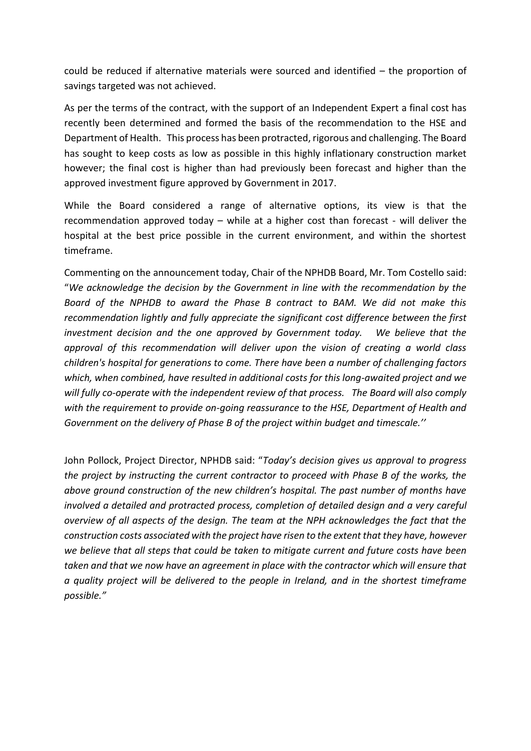could be reduced if alternative materials were sourced and identified – the proportion of savings targeted was not achieved.

As per the terms of the contract, with the support of an Independent Expert a final cost has recently been determined and formed the basis of the recommendation to the HSE and Department of Health. This process has been protracted, rigorous and challenging. The Board has sought to keep costs as low as possible in this highly inflationary construction market however; the final cost is higher than had previously been forecast and higher than the approved investment figure approved by Government in 2017.

While the Board considered a range of alternative options, its view is that the recommendation approved today – while at a higher cost than forecast - will deliver the hospital at the best price possible in the current environment, and within the shortest timeframe.

Commenting on the announcement today, Chair of the NPHDB Board, Mr. Tom Costello said: "*We acknowledge the decision by the Government in line with the recommendation by the Board of the NPHDB to award the Phase B contract to BAM. We did not make this recommendation lightly and fully appreciate the significant cost difference between the first investment decision and the one approved by Government today. We believe that the approval of this recommendation will deliver upon the vision of creating a world class children's hospital for generations to come. There have been a number of challenging factors which, when combined, have resulted in additional costs for this long-awaited project and we will fully co-operate with the independent review of that process. The Board will also comply with the requirement to provide on-going reassurance to the HSE, Department of Health and Government on the delivery of Phase B of the project within budget and timescale.*''

John Pollock, Project Director, NPHDB said: "*Today's decision gives us approval to progress the project by instructing the current contractor to proceed with Phase B of the works, the above ground construction of the new children's hospital. The past number of months have involved a detailed and protracted process, completion of detailed design and a very careful overview of all aspects of the design. The team at the NPH acknowledges the fact that the construction costs associated with the project have risen to the extent that they have, however we believe that all steps that could be taken to mitigate current and future costs have been taken and that we now have an agreement in place with the contractor which will ensure that a quality project will be delivered to the people in Ireland, and in the shortest timeframe possible."*